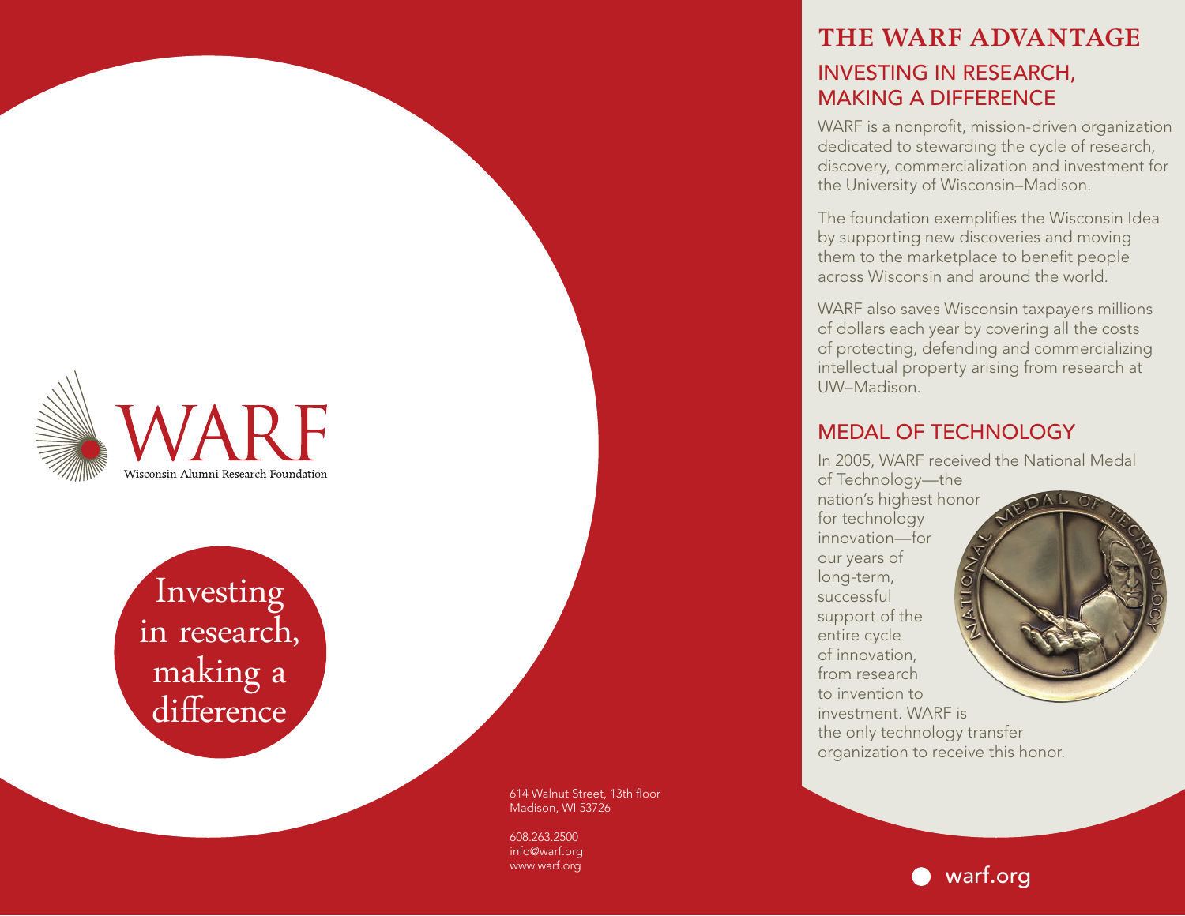WARF

Wisconsin Alumni Research Foundation

Investing in research, making a difference

614 Walnut Street, 13th floor
Madison, WI 53726

608.263.2500
info@warf.org
www.warf.org

# THE WARF ADVANTAGE

## INVESTING IN RESEARCH, MAKING A DIFFERENCE

WARF is a nonprofit, mission-driven organization dedicated to stewarding the cycle of research, discovery, commercialization and investment for the University of Wisconsin–Madison.

The foundation exemplifies the Wisconsin Idea by supporting new discoveries and moving them to the marketplace to benefit people across Wisconsin and around the world.

WARF also saves Wisconsin taxpayers millions of dollars each year by covering all the costs of protecting, defending and commercializing intellectual property arising from research at UW–Madison.

## MEDAL OF TECHNOLOGY

In 2005, WARF received the National Medal of Technology—the nation's highest honor for technology innovation—for our years of long-term, successful support of the entire cycle of innovation, from research to invention to investment. WARF is the only technology transfer organization to receive this honor.

warf.org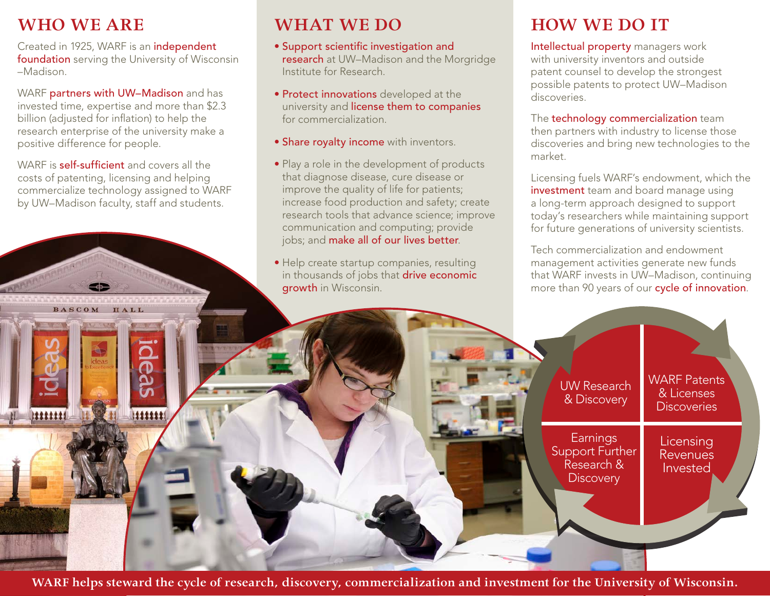## WHO WE ARE

Created in 1925, WARF is an independent foundation serving the University of Wisconsin–Madison.

WARF partners with UW–Madison and has invested time, expertise and more than $2.3 billion (adjusted for inflation) to help the research enterprise of the university make a positive difference for people.

WARF is self-sufficient and covers all the costs of patenting, licensing and helping commercialize technology assigned to WARF by UW–Madison faculty, staff and students.

## WHAT WE DO

- Support scientific investigation and research at UW–Madison and the Morgridge Institute for Research.
- Protect innovations developed at the university and license them to companies for commercialization.
- Share royalty income with inventors.
- Play a role in the development of products that diagnose disease, cure disease or improve the quality of life for patients; increase food production and safety; create research tools that advance science; improve communication and computing; provide jobs; and make all of our lives better.
- Help create startup companies, resulting in thousands of jobs that drive economic growth in Wisconsin.

## HOW WE DO IT

Intellectual property managers work with university inventors and outside patent counsel to develop the strongest possible patents to protect UW–Madison discoveries.

The technology commercialization team then partners with industry to license those discoveries and bring new technologies to the market.

Licensing fuels WARF's endowment, which the investment team and board manage using a long-term approach designed to support today's researchers while maintaining support for future generations of university scientists.

Tech commercialization and endowment management activities generate new funds that WARF invests in UW–Madison, continuing more than 90 years of our cycle of innovation.

UW Research & Discovery

WARF Patents & Licenses Discoveries

Licensing Revenues Invested

Earnings Support Further Research & Discovery

**WARF helps steward the cycle of research, discovery, commercialization and investment for the University of Wisconsin.**